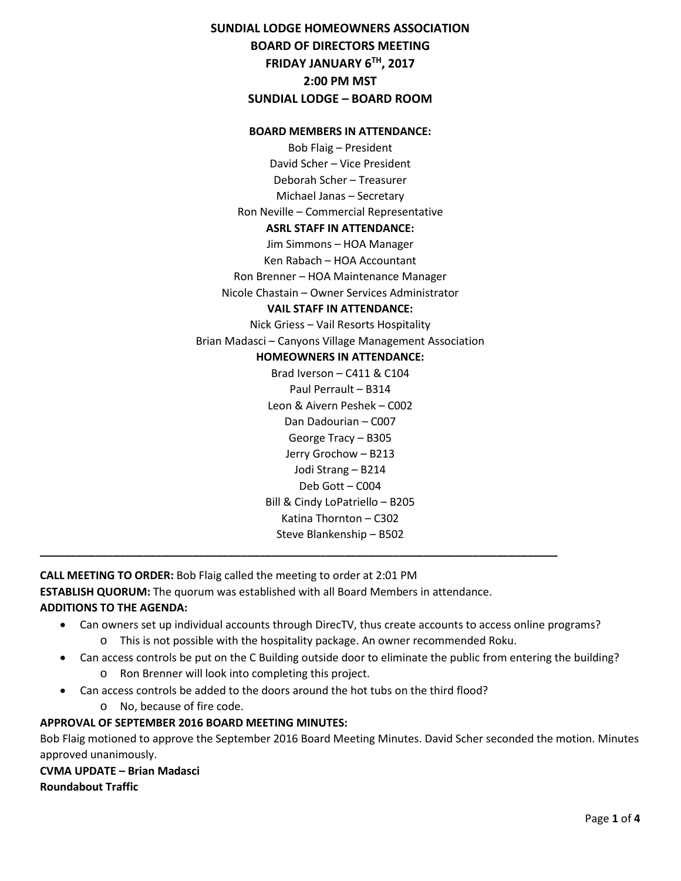# SUNDIAL LODGE HOMEOWNERS ASSOCIATION
## BOARD OF DIRECTORS MEETING
## FRIDAY JANUARY 6TH, 2017
## 2:00 PM MST
## SUNDIAL LODGE – BOARD ROOM

**BOARD MEMBERS IN ATTENDANCE:**

Bob Flaig – President
David Scher – Vice President
Deborah Scher – Treasurer
Michael Janas – Secretary
Ron Neville – Commercial Representative

**ASRL STAFF IN ATTENDANCE:**

Jim Simmons – HOA Manager
Ken Rabach – HOA Accountant
Ron Brenner – HOA Maintenance Manager
Nicole Chastain – Owner Services Administrator

**VAIL STAFF IN ATTENDANCE:**

Nick Griess – Vail Resorts Hospitality
Brian Madasci – Canyons Village Management Association

**HOMEOWNERS IN ATTENDANCE:**

Brad Iverson – C411 & C104
Paul Perrault – B314
Leon & Aivern Peshek – C002
Dan Dadourian – C007
George Tracy – B305
Jerry Grochow – B213
Jodi Strang – B214
Deb Gott – C004
Bill & Cindy LoPatriello – B205
Katina Thornton – C302
Steve Blankenship – B502

---

**CALL MEETING TO ORDER:** Bob Flaig called the meeting to order at 2:01 PM

**ESTABLISH QUORUM:** The quorum was established with all Board Members in attendance.

**ADDITIONS TO THE AGENDA:**

- Can owners set up individual accounts through DirecTV, thus create accounts to access online programs?
  - This is not possible with the hospitality package. An owner recommended Roku.
- Can access controls be put on the C Building outside door to eliminate the public from entering the building?
  - Ron Brenner will look into completing this project.
- Can access controls be added to the doors around the hot tubs on the third flood?
  - No, because of fire code.

**APPROVAL OF SEPTEMBER 2016 BOARD MEETING MINUTES:**

Bob Flaig motioned to approve the September 2016 Board Meeting Minutes. David Scher seconded the motion. Minutes approved unanimously.

**CVMA UPDATE – Brian Madasci**

**Roundabout Traffic**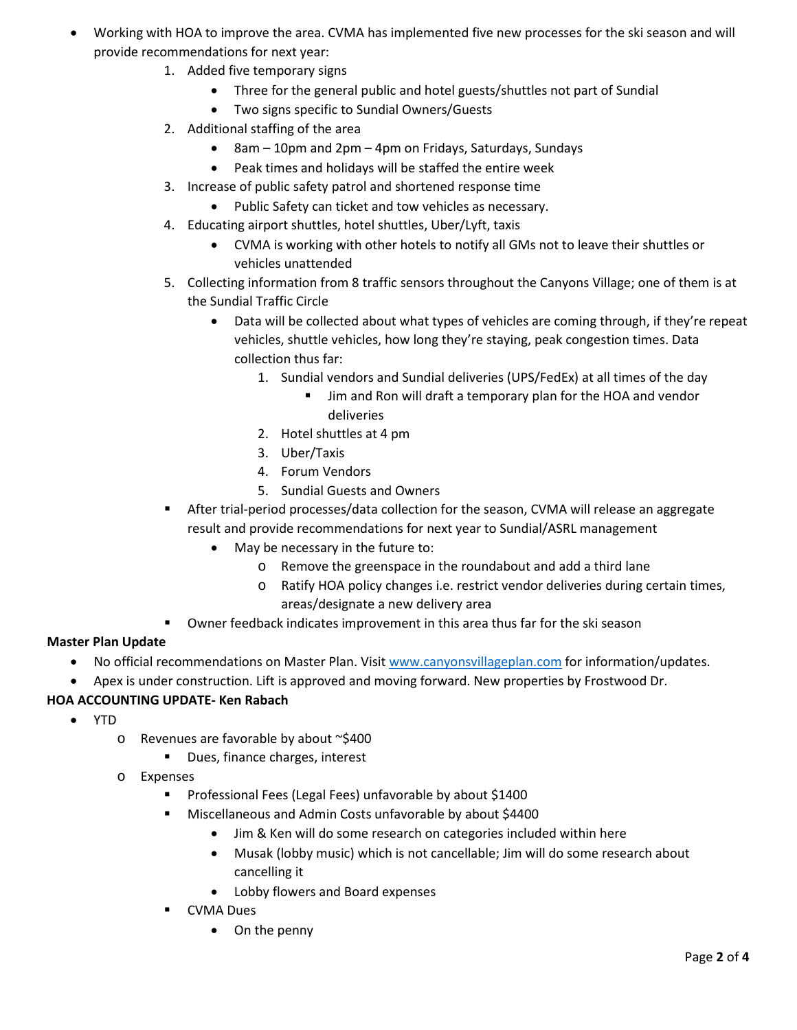- Working with HOA to improve the area. CVMA has implemented five new processes for the ski season and will provide recommendations for next year:
    1. Added five temporary signs
        - Three for the general public and hotel guests/shuttles not part of Sundial
        - Two signs specific to Sundial Owners/Guests
    2. Additional staffing of the area
        - 8am – 10pm and 2pm – 4pm on Fridays, Saturdays, Sundays
        - Peak times and holidays will be staffed the entire week
    3. Increase of public safety patrol and shortened response time
        - Public Safety can ticket and tow vehicles as necessary.
    4. Educating airport shuttles, hotel shuttles, Uber/Lyft, taxis
        - CVMA is working with other hotels to notify all GMs not to leave their shuttles or vehicles unattended
    5. Collecting information from 8 traffic sensors throughout the Canyons Village; one of them is at the Sundial Traffic Circle
        - Data will be collected about what types of vehicles are coming through, if they're repeat vehicles, shuttle vehicles, how long they're staying, peak congestion times. Data collection thus far:
            1. Sundial vendors and Sundial deliveries (UPS/FedEx) at all times of the day
                - Jim and Ron will draft a temporary plan for the HOA and vendor deliveries
            2. Hotel shuttles at 4 pm
            3. Uber/Taxis
            4. Forum Vendors
            5. Sundial Guests and Owners
    - After trial-period processes/data collection for the season, CVMA will release an aggregate result and provide recommendations for next year to Sundial/ASRL management
        - May be necessary in the future to:
            - Remove the greenspace in the roundabout and add a third lane
            - Ratify HOA policy changes i.e. restrict vendor deliveries during certain times, areas/designate a new delivery area
    - Owner feedback indicates improvement in this area thus far for the ski season

**Master Plan Update**

- No official recommendations on Master Plan. Visit www.canyonsvillageplan.com for information/updates.
- Apex is under construction. Lift is approved and moving forward. New properties by Frostwood Dr.

**HOA ACCOUNTING UPDATE- Ken Rabach**

- YTD
    - Revenues are favorable by about ~$400
        - Dues, finance charges, interest
    - Expenses
        - Professional Fees (Legal Fees) unfavorable by about $1400
        - Miscellaneous and Admin Costs unfavorable by about $4400
            - Jim & Ken will do some research on categories included within here
            - Musak (lobby music) which is not cancellable; Jim will do some research about cancelling it
            - Lobby flowers and Board expenses
        - CVMA Dues
            - On the penny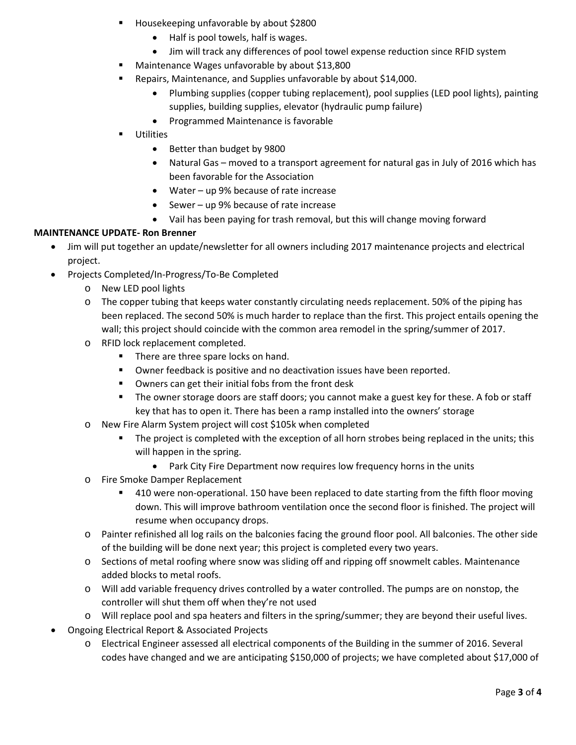- Housekeeping unfavorable by about $2800
  - Half is pool towels, half is wages.
  - Jim will track any differences of pool towel expense reduction since RFID system
- Maintenance Wages unfavorable by about $13,800
- Repairs, Maintenance, and Supplies unfavorable by about $14,000.
  - Plumbing supplies (copper tubing replacement), pool supplies (LED pool lights), painting supplies, building supplies, elevator (hydraulic pump failure)
  - Programmed Maintenance is favorable
- Utilities
  - Better than budget by 9800
  - Natural Gas – moved to a transport agreement for natural gas in July of 2016 which has been favorable for the Association
  - Water – up 9% because of rate increase
  - Sewer – up 9% because of rate increase
  - Vail has been paying for trash removal, but this will change moving forward

**MAINTENANCE UPDATE- Ron Brenner**

- Jim will put together an update/newsletter for all owners including 2017 maintenance projects and electrical project.
- Projects Completed/In-Progress/To-Be Completed
  - New LED pool lights
  - The copper tubing that keeps water constantly circulating needs replacement. 50% of the piping has been replaced. The second 50% is much harder to replace than the first. This project entails opening the wall; this project should coincide with the common area remodel in the spring/summer of 2017.
  - RFID lock replacement completed.
    - There are three spare locks on hand.
    - Owner feedback is positive and no deactivation issues have been reported.
    - Owners can get their initial fobs from the front desk
    - The owner storage doors are staff doors; you cannot make a guest key for these. A fob or staff key that has to open it. There has been a ramp installed into the owners' storage
  - New Fire Alarm System project will cost $105k when completed
    - The project is completed with the exception of all horn strobes being replaced in the units; this will happen in the spring.
      - Park City Fire Department now requires low frequency horns in the units
  - Fire Smoke Damper Replacement
    - 410 were non-operational. 150 have been replaced to date starting from the fifth floor moving down. This will improve bathroom ventilation once the second floor is finished. The project will resume when occupancy drops.
  - Painter refinished all log rails on the balconies facing the ground floor pool. All balconies. The other side of the building will be done next year; this project is completed every two years.
  - Sections of metal roofing where snow was sliding off and ripping off snowmelt cables. Maintenance added blocks to metal roofs.
  - Will add variable frequency drives controlled by a water controlled. The pumps are on nonstop, the controller will shut them off when they're not used
  - Will replace pool and spa heaters and filters in the spring/summer; they are beyond their useful lives.
- Ongoing Electrical Report & Associated Projects
  - Electrical Engineer assessed all electrical components of the Building in the summer of 2016. Several codes have changed and we are anticipating $150,000 of projects; we have completed about $17,000 of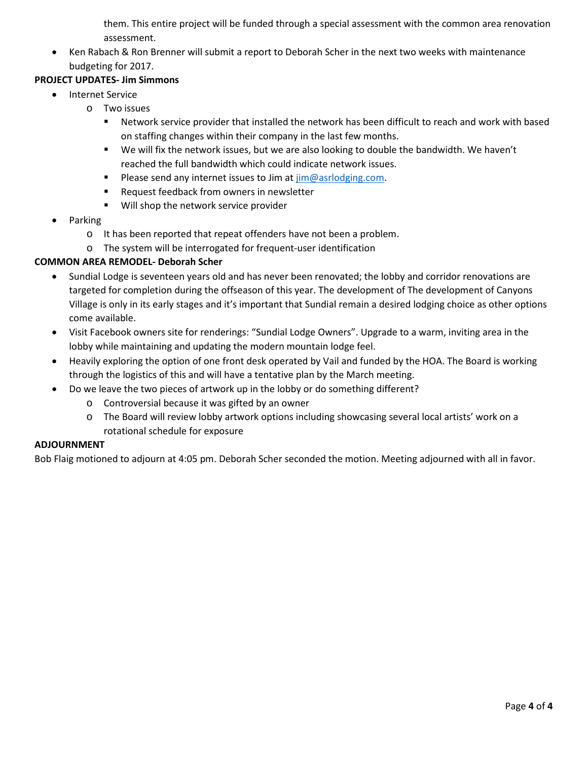them. This entire project will be funded through a special assessment with the common area renovation assessment.

- Ken Rabach & Ron Brenner will submit a report to Deborah Scher in the next two weeks with maintenance budgeting for 2017.

**PROJECT UPDATES- Jim Simmons**

- Internet Service
  - Two issues
    - Network service provider that installed the network has been difficult to reach and work with based on staffing changes within their company in the last few months.
    - We will fix the network issues, but we are also looking to double the bandwidth. We haven't reached the full bandwidth which could indicate network issues.
    - Please send any internet issues to Jim at jim@asrlodging.com.
    - Request feedback from owners in newsletter
    - Will shop the network service provider
- Parking
  - It has been reported that repeat offenders have not been a problem.
  - The system will be interrogated for frequent-user identification

**COMMON AREA REMODEL- Deborah Scher**

- Sundial Lodge is seventeen years old and has never been renovated; the lobby and corridor renovations are targeted for completion during the offseason of this year. The development of The development of Canyons Village is only in its early stages and it's important that Sundial remain a desired lodging choice as other options come available.
- Visit Facebook owners site for renderings: "Sundial Lodge Owners". Upgrade to a warm, inviting area in the lobby while maintaining and updating the modern mountain lodge feel.
- Heavily exploring the option of one front desk operated by Vail and funded by the HOA. The Board is working through the logistics of this and will have a tentative plan by the March meeting.
- Do we leave the two pieces of artwork up in the lobby or do something different?
  - Controversial because it was gifted by an owner
  - The Board will review lobby artwork options including showcasing several local artists' work on a rotational schedule for exposure

**ADJOURNMENT**

Bob Flaig motioned to adjourn at 4:05 pm. Deborah Scher seconded the motion. Meeting adjourned with all in favor.